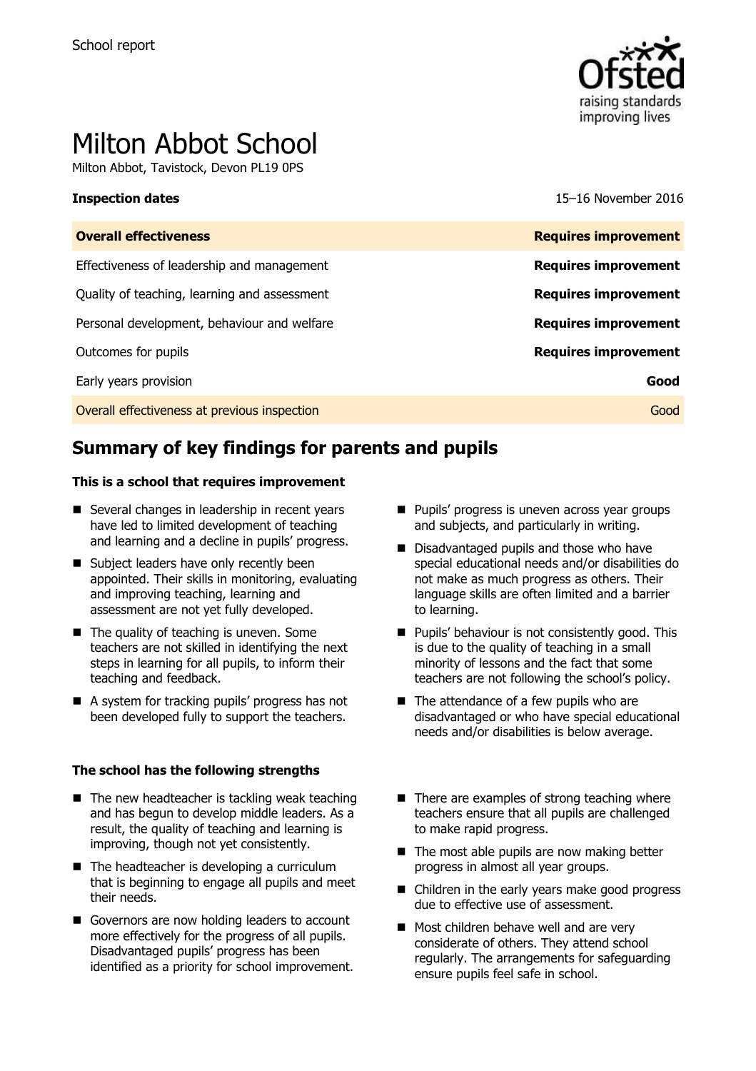School report

# Milton Abbot School

Milton Abbot, Tavistock, Devon PL19 0PS

**Inspection dates** 15–16 November 2016

| **Overall effectiveness** | **Requires improvement** |
| --- | --- |
| Effectiveness of leadership and management | **Requires improvement** |
| Quality of teaching, learning and assessment | **Requires improvement** |
| Personal development, behaviour and welfare | **Requires improvement** |
| Outcomes for pupils | **Requires improvement** |
| Early years provision | **Good** |
| Overall effectiveness at previous inspection | Good |

## Summary of key findings for parents and pupils

### This is a school that requires improvement

- Several changes in leadership in recent years have led to limited development of teaching and learning and a decline in pupils' progress.
- Subject leaders have only recently been appointed. Their skills in monitoring, evaluating and improving teaching, learning and assessment are not yet fully developed.
- The quality of teaching is uneven. Some teachers are not skilled in identifying the next steps in learning for all pupils, to inform their teaching and feedback.
- A system for tracking pupils' progress has not been developed fully to support the teachers.
- Pupils' progress is uneven across year groups and subjects, and particularly in writing.
- Disadvantaged pupils and those who have special educational needs and/or disabilities do not make as much progress as others. Their language skills are often limited and a barrier to learning.
- Pupils' behaviour is not consistently good. This is due to the quality of teaching in a small minority of lessons and the fact that some teachers are not following the school's policy.
- The attendance of a few pupils who are disadvantaged or who have special educational needs and/or disabilities is below average.

### The school has the following strengths

- The new headteacher is tackling weak teaching and has begun to develop middle leaders. As a result, the quality of teaching and learning is improving, though not yet consistently.
- The headteacher is developing a curriculum that is beginning to engage all pupils and meet their needs.
- Governors are now holding leaders to account more effectively for the progress of all pupils. Disadvantaged pupils' progress has been identified as a priority for school improvement.
- There are examples of strong teaching where teachers ensure that all pupils are challenged to make rapid progress.
- The most able pupils are now making better progress in almost all year groups.
- Children in the early years make good progress due to effective use of assessment.
- Most children behave well and are very considerate of others. They attend school regularly. The arrangements for safeguarding ensure pupils feel safe in school.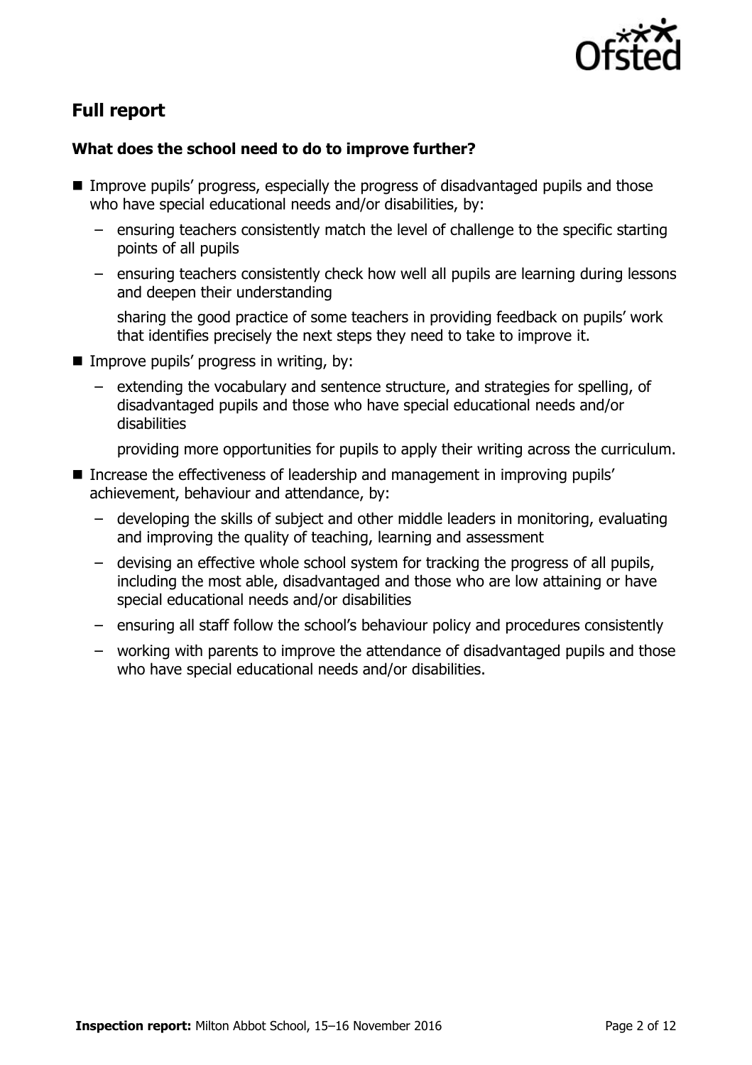## Full report

### What does the school need to do to improve further?

- Improve pupils' progress, especially the progress of disadvantaged pupils and those who have special educational needs and/or disabilities, by:
  - ensuring teachers consistently match the level of challenge to the specific starting points of all pupils
  - ensuring teachers consistently check how well all pupils are learning during lessons and deepen their understanding

    sharing the good practice of some teachers in providing feedback on pupils' work that identifies precisely the next steps they need to take to improve it.
- Improve pupils' progress in writing, by:
  - extending the vocabulary and sentence structure, and strategies for spelling, of disadvantaged pupils and those who have special educational needs and/or disabilities

    providing more opportunities for pupils to apply their writing across the curriculum.
- Increase the effectiveness of leadership and management in improving pupils' achievement, behaviour and attendance, by:
  - developing the skills of subject and other middle leaders in monitoring, evaluating and improving the quality of teaching, learning and assessment
  - devising an effective whole school system for tracking the progress of all pupils, including the most able, disadvantaged and those who are low attaining or have special educational needs and/or disabilities
  - ensuring all staff follow the school's behaviour policy and procedures consistently
  - working with parents to improve the attendance of disadvantaged pupils and those who have special educational needs and/or disabilities.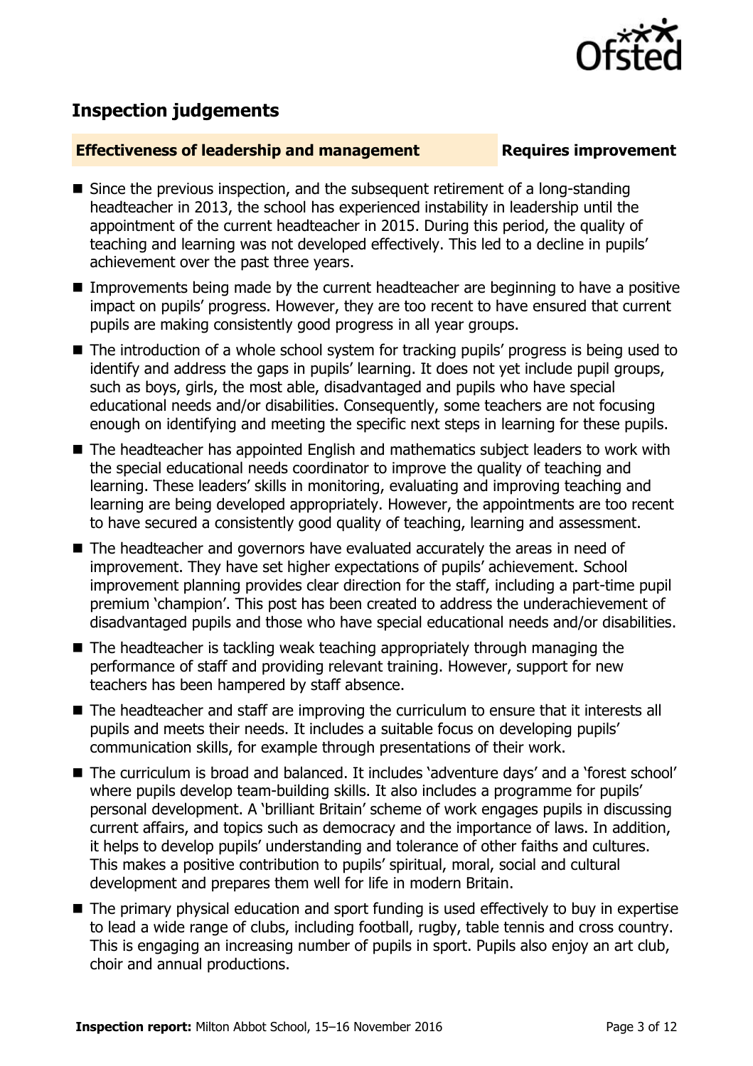## Inspection judgements

**Effectiveness of leadership and management** **Requires improvement**

- Since the previous inspection, and the subsequent retirement of a long-standing headteacher in 2013, the school has experienced instability in leadership until the appointment of the current headteacher in 2015. During this period, the quality of teaching and learning was not developed effectively. This led to a decline in pupils' achievement over the past three years.
- Improvements being made by the current headteacher are beginning to have a positive impact on pupils' progress. However, they are too recent to have ensured that current pupils are making consistently good progress in all year groups.
- The introduction of a whole school system for tracking pupils' progress is being used to identify and address the gaps in pupils' learning. It does not yet include pupil groups, such as boys, girls, the most able, disadvantaged and pupils who have special educational needs and/or disabilities. Consequently, some teachers are not focusing enough on identifying and meeting the specific next steps in learning for these pupils.
- The headteacher has appointed English and mathematics subject leaders to work with the special educational needs coordinator to improve the quality of teaching and learning. These leaders' skills in monitoring, evaluating and improving teaching and learning are being developed appropriately. However, the appointments are too recent to have secured a consistently good quality of teaching, learning and assessment.
- The headteacher and governors have evaluated accurately the areas in need of improvement. They have set higher expectations of pupils' achievement. School improvement planning provides clear direction for the staff, including a part-time pupil premium 'champion'. This post has been created to address the underachievement of disadvantaged pupils and those who have special educational needs and/or disabilities.
- The headteacher is tackling weak teaching appropriately through managing the performance of staff and providing relevant training. However, support for new teachers has been hampered by staff absence.
- The headteacher and staff are improving the curriculum to ensure that it interests all pupils and meets their needs. It includes a suitable focus on developing pupils' communication skills, for example through presentations of their work.
- The curriculum is broad and balanced. It includes 'adventure days' and a 'forest school' where pupils develop team-building skills. It also includes a programme for pupils' personal development. A 'brilliant Britain' scheme of work engages pupils in discussing current affairs, and topics such as democracy and the importance of laws. In addition, it helps to develop pupils' understanding and tolerance of other faiths and cultures. This makes a positive contribution to pupils' spiritual, moral, social and cultural development and prepares them well for life in modern Britain.
- The primary physical education and sport funding is used effectively to buy in expertise to lead a wide range of clubs, including football, rugby, table tennis and cross country. This is engaging an increasing number of pupils in sport. Pupils also enjoy an art club, choir and annual productions.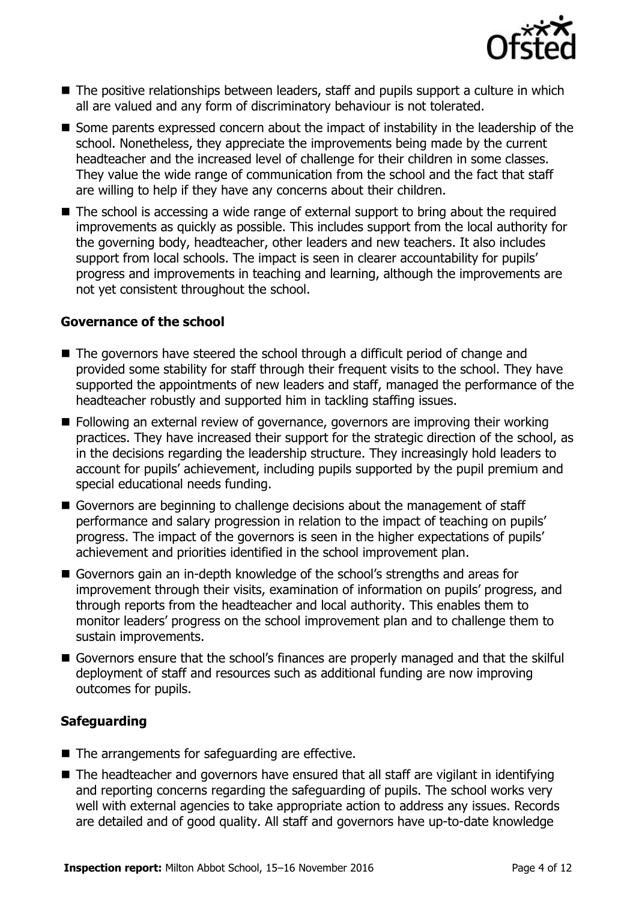- The positive relationships between leaders, staff and pupils support a culture in which all are valued and any form of discriminatory behaviour is not tolerated.
- Some parents expressed concern about the impact of instability in the leadership of the school. Nonetheless, they appreciate the improvements being made by the current headteacher and the increased level of challenge for their children in some classes. They value the wide range of communication from the school and the fact that staff are willing to help if they have any concerns about their children.
- The school is accessing a wide range of external support to bring about the required improvements as quickly as possible. This includes support from the local authority for the governing body, headteacher, other leaders and new teachers. It also includes support from local schools. The impact is seen in clearer accountability for pupils' progress and improvements in teaching and learning, although the improvements are not yet consistent throughout the school.

### Governance of the school

- The governors have steered the school through a difficult period of change and provided some stability for staff through their frequent visits to the school. They have supported the appointments of new leaders and staff, managed the performance of the headteacher robustly and supported him in tackling staffing issues.
- Following an external review of governance, governors are improving their working practices. They have increased their support for the strategic direction of the school, as in the decisions regarding the leadership structure. They increasingly hold leaders to account for pupils' achievement, including pupils supported by the pupil premium and special educational needs funding.
- Governors are beginning to challenge decisions about the management of staff performance and salary progression in relation to the impact of teaching on pupils' progress. The impact of the governors is seen in the higher expectations of pupils' achievement and priorities identified in the school improvement plan.
- Governors gain an in-depth knowledge of the school's strengths and areas for improvement through their visits, examination of information on pupils' progress, and through reports from the headteacher and local authority. This enables them to monitor leaders' progress on the school improvement plan and to challenge them to sustain improvements.
- Governors ensure that the school's finances are properly managed and that the skilful deployment of staff and resources such as additional funding are now improving outcomes for pupils.

### Safeguarding

- The arrangements for safeguarding are effective.
- The headteacher and governors have ensured that all staff are vigilant in identifying and reporting concerns regarding the safeguarding of pupils. The school works very well with external agencies to take appropriate action to address any issues. Records are detailed and of good quality. All staff and governors have up-to-date knowledge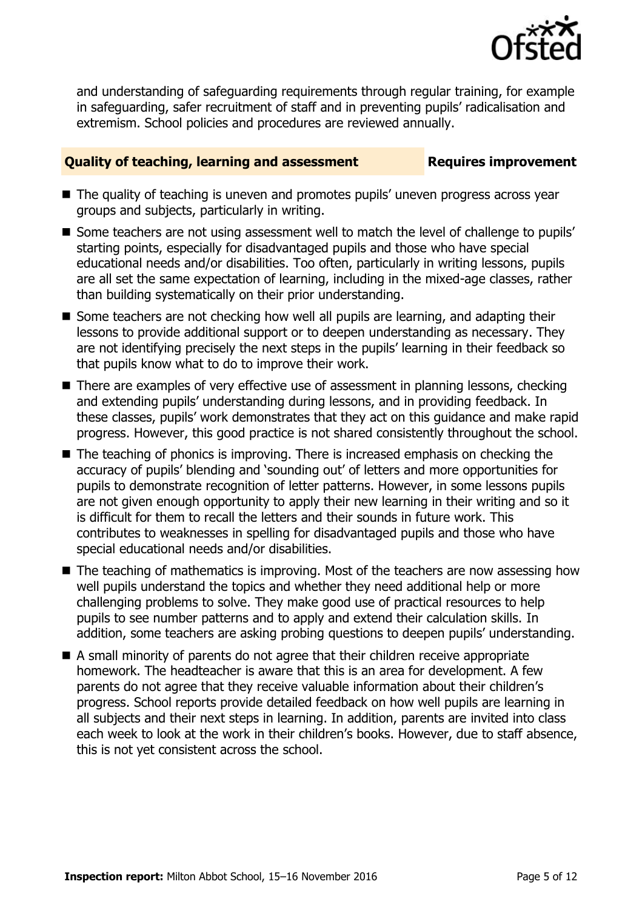and understanding of safeguarding requirements through regular training, for example in safeguarding, safer recruitment of staff and in preventing pupils' radicalisation and extremism. School policies and procedures are reviewed annually.

## Quality of teaching, learning and assessment — Requires improvement

- The quality of teaching is uneven and promotes pupils' uneven progress across year groups and subjects, particularly in writing.
- Some teachers are not using assessment well to match the level of challenge to pupils' starting points, especially for disadvantaged pupils and those who have special educational needs and/or disabilities. Too often, particularly in writing lessons, pupils are all set the same expectation of learning, including in the mixed-age classes, rather than building systematically on their prior understanding.
- Some teachers are not checking how well all pupils are learning, and adapting their lessons to provide additional support or to deepen understanding as necessary. They are not identifying precisely the next steps in the pupils' learning in their feedback so that pupils know what to do to improve their work.
- There are examples of very effective use of assessment in planning lessons, checking and extending pupils' understanding during lessons, and in providing feedback. In these classes, pupils' work demonstrates that they act on this guidance and make rapid progress. However, this good practice is not shared consistently throughout the school.
- The teaching of phonics is improving. There is increased emphasis on checking the accuracy of pupils' blending and 'sounding out' of letters and more opportunities for pupils to demonstrate recognition of letter patterns. However, in some lessons pupils are not given enough opportunity to apply their new learning in their writing and so it is difficult for them to recall the letters and their sounds in future work. This contributes to weaknesses in spelling for disadvantaged pupils and those who have special educational needs and/or disabilities.
- The teaching of mathematics is improving. Most of the teachers are now assessing how well pupils understand the topics and whether they need additional help or more challenging problems to solve. They make good use of practical resources to help pupils to see number patterns and to apply and extend their calculation skills. In addition, some teachers are asking probing questions to deepen pupils' understanding.
- A small minority of parents do not agree that their children receive appropriate homework. The headteacher is aware that this is an area for development. A few parents do not agree that they receive valuable information about their children's progress. School reports provide detailed feedback on how well pupils are learning in all subjects and their next steps in learning. In addition, parents are invited into class each week to look at the work in their children's books. However, due to staff absence, this is not yet consistent across the school.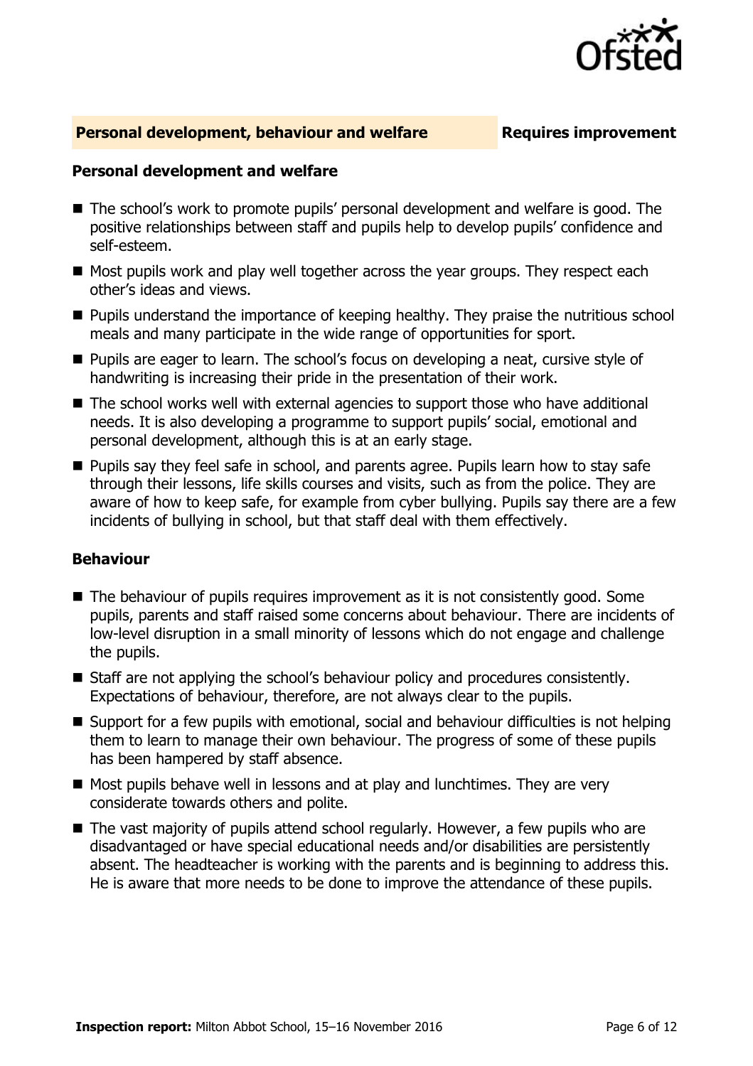## Personal development, behaviour and welfare — Requires improvement

### Personal development and welfare

- The school's work to promote pupils' personal development and welfare is good. The positive relationships between staff and pupils help to develop pupils' confidence and self-esteem.
- Most pupils work and play well together across the year groups. They respect each other's ideas and views.
- Pupils understand the importance of keeping healthy. They praise the nutritious school meals and many participate in the wide range of opportunities for sport.
- Pupils are eager to learn. The school's focus on developing a neat, cursive style of handwriting is increasing their pride in the presentation of their work.
- The school works well with external agencies to support those who have additional needs. It is also developing a programme to support pupils' social, emotional and personal development, although this is at an early stage.
- Pupils say they feel safe in school, and parents agree. Pupils learn how to stay safe through their lessons, life skills courses and visits, such as from the police. They are aware of how to keep safe, for example from cyber bullying. Pupils say there are a few incidents of bullying in school, but that staff deal with them effectively.

### Behaviour

- The behaviour of pupils requires improvement as it is not consistently good. Some pupils, parents and staff raised some concerns about behaviour. There are incidents of low-level disruption in a small minority of lessons which do not engage and challenge the pupils.
- Staff are not applying the school's behaviour policy and procedures consistently. Expectations of behaviour, therefore, are not always clear to the pupils.
- Support for a few pupils with emotional, social and behaviour difficulties is not helping them to learn to manage their own behaviour. The progress of some of these pupils has been hampered by staff absence.
- Most pupils behave well in lessons and at play and lunchtimes. They are very considerate towards others and polite.
- The vast majority of pupils attend school regularly. However, a few pupils who are disadvantaged or have special educational needs and/or disabilities are persistently absent. The headteacher is working with the parents and is beginning to address this. He is aware that more needs to be done to improve the attendance of these pupils.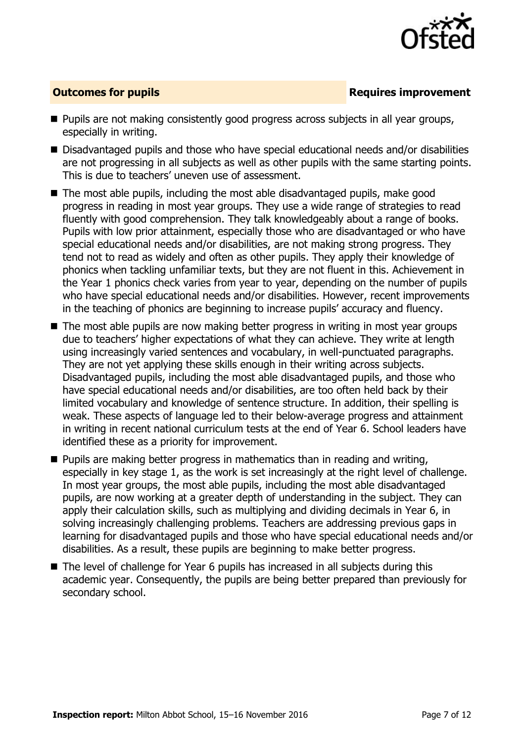## Outcomes for pupils — Requires improvement

- Pupils are not making consistently good progress across subjects in all year groups, especially in writing.
- Disadvantaged pupils and those who have special educational needs and/or disabilities are not progressing in all subjects as well as other pupils with the same starting points. This is due to teachers' uneven use of assessment.
- The most able pupils, including the most able disadvantaged pupils, make good progress in reading in most year groups. They use a wide range of strategies to read fluently with good comprehension. They talk knowledgeably about a range of books. Pupils with low prior attainment, especially those who are disadvantaged or who have special educational needs and/or disabilities, are not making strong progress. They tend not to read as widely and often as other pupils. They apply their knowledge of phonics when tackling unfamiliar texts, but they are not fluent in this. Achievement in the Year 1 phonics check varies from year to year, depending on the number of pupils who have special educational needs and/or disabilities. However, recent improvements in the teaching of phonics are beginning to increase pupils' accuracy and fluency.
- The most able pupils are now making better progress in writing in most year groups due to teachers' higher expectations of what they can achieve. They write at length using increasingly varied sentences and vocabulary, in well-punctuated paragraphs. They are not yet applying these skills enough in their writing across subjects. Disadvantaged pupils, including the most able disadvantaged pupils, and those who have special educational needs and/or disabilities, are too often held back by their limited vocabulary and knowledge of sentence structure. In addition, their spelling is weak. These aspects of language led to their below-average progress and attainment in writing in recent national curriculum tests at the end of Year 6. School leaders have identified these as a priority for improvement.
- Pupils are making better progress in mathematics than in reading and writing, especially in key stage 1, as the work is set increasingly at the right level of challenge. In most year groups, the most able pupils, including the most able disadvantaged pupils, are now working at a greater depth of understanding in the subject. They can apply their calculation skills, such as multiplying and dividing decimals in Year 6, in solving increasingly challenging problems. Teachers are addressing previous gaps in learning for disadvantaged pupils and those who have special educational needs and/or disabilities. As a result, these pupils are beginning to make better progress.
- The level of challenge for Year 6 pupils has increased in all subjects during this academic year. Consequently, the pupils are being better prepared than previously for secondary school.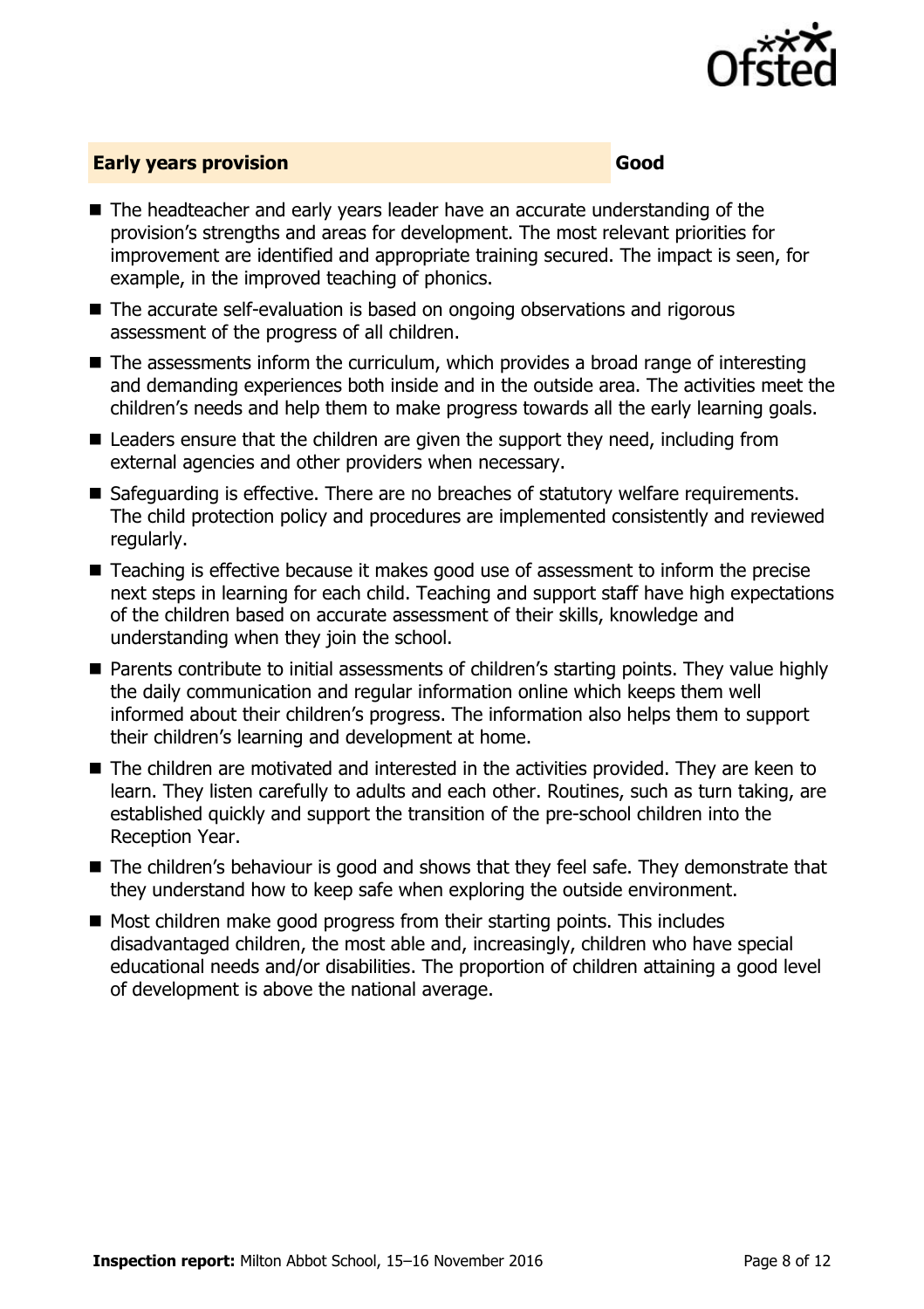## Early years provision — Good

- The headteacher and early years leader have an accurate understanding of the provision's strengths and areas for development. The most relevant priorities for improvement are identified and appropriate training secured. The impact is seen, for example, in the improved teaching of phonics.
- The accurate self-evaluation is based on ongoing observations and rigorous assessment of the progress of all children.
- The assessments inform the curriculum, which provides a broad range of interesting and demanding experiences both inside and in the outside area. The activities meet the children's needs and help them to make progress towards all the early learning goals.
- Leaders ensure that the children are given the support they need, including from external agencies and other providers when necessary.
- Safeguarding is effective. There are no breaches of statutory welfare requirements. The child protection policy and procedures are implemented consistently and reviewed regularly.
- Teaching is effective because it makes good use of assessment to inform the precise next steps in learning for each child. Teaching and support staff have high expectations of the children based on accurate assessment of their skills, knowledge and understanding when they join the school.
- Parents contribute to initial assessments of children's starting points. They value highly the daily communication and regular information online which keeps them well informed about their children's progress. The information also helps them to support their children's learning and development at home.
- The children are motivated and interested in the activities provided. They are keen to learn. They listen carefully to adults and each other. Routines, such as turn taking, are established quickly and support the transition of the pre-school children into the Reception Year.
- The children's behaviour is good and shows that they feel safe. They demonstrate that they understand how to keep safe when exploring the outside environment.
- Most children make good progress from their starting points. This includes disadvantaged children, the most able and, increasingly, children who have special educational needs and/or disabilities. The proportion of children attaining a good level of development is above the national average.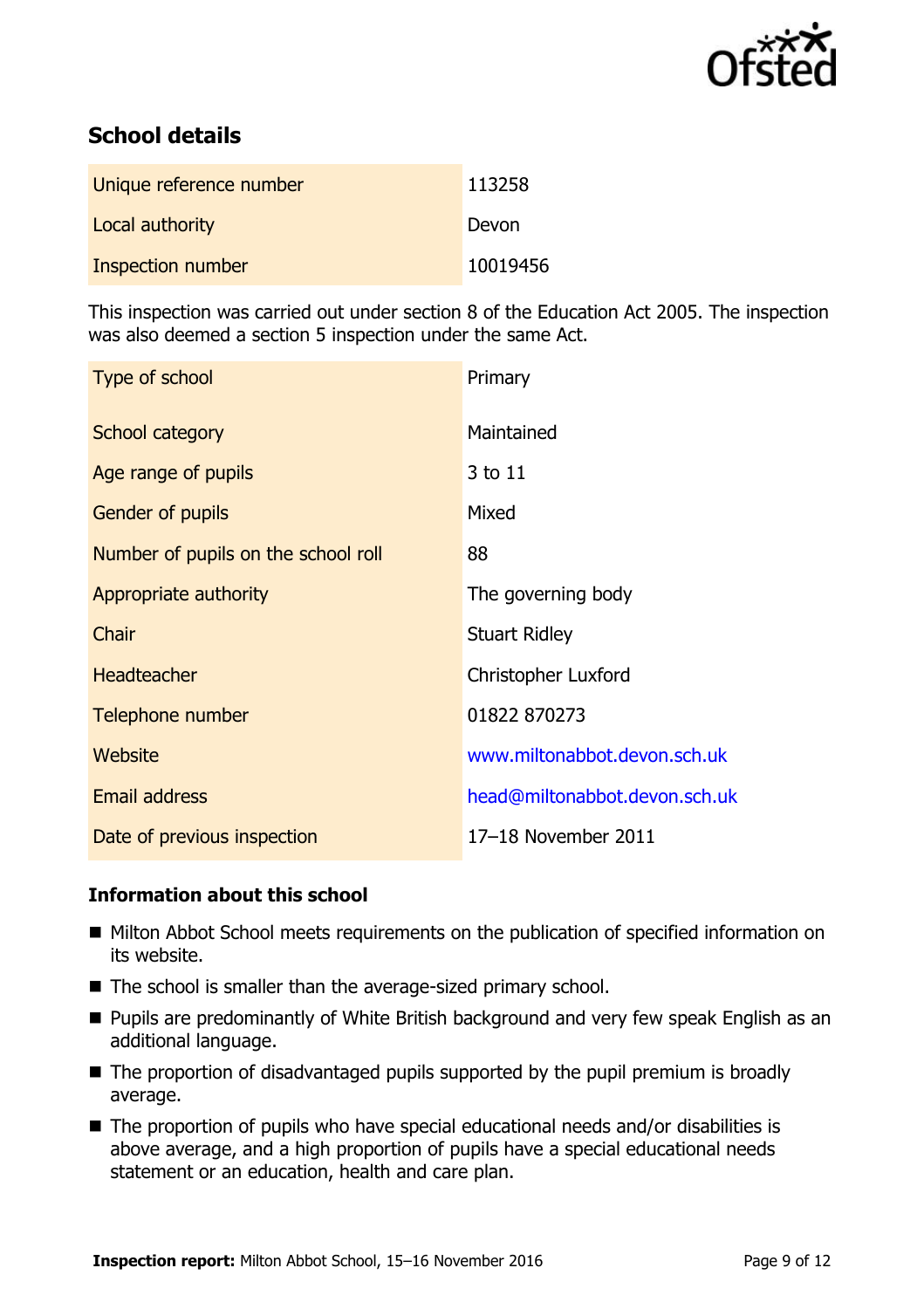## School details

| | |
|---|---|
| Unique reference number | 113258 |
| Local authority | Devon |
| Inspection number | 10019456 |

This inspection was carried out under section 8 of the Education Act 2005. The inspection was also deemed a section 5 inspection under the same Act.

| | |
|---|---|
| Type of school | Primary |
| School category | Maintained |
| Age range of pupils | 3 to 11 |
| Gender of pupils | Mixed |
| Number of pupils on the school roll | 88 |
| Appropriate authority | The governing body |
| Chair | Stuart Ridley |
| Headteacher | Christopher Luxford |
| Telephone number | 01822 870273 |
| Website | www.miltonabbot.devon.sch.uk |
| Email address | head@miltonabbot.devon.sch.uk |
| Date of previous inspection | 17–18 November 2011 |

### Information about this school

- Milton Abbot School meets requirements on the publication of specified information on its website.
- The school is smaller than the average-sized primary school.
- Pupils are predominantly of White British background and very few speak English as an additional language.
- The proportion of disadvantaged pupils supported by the pupil premium is broadly average.
- The proportion of pupils who have special educational needs and/or disabilities is above average, and a high proportion of pupils have a special educational needs statement or an education, health and care plan.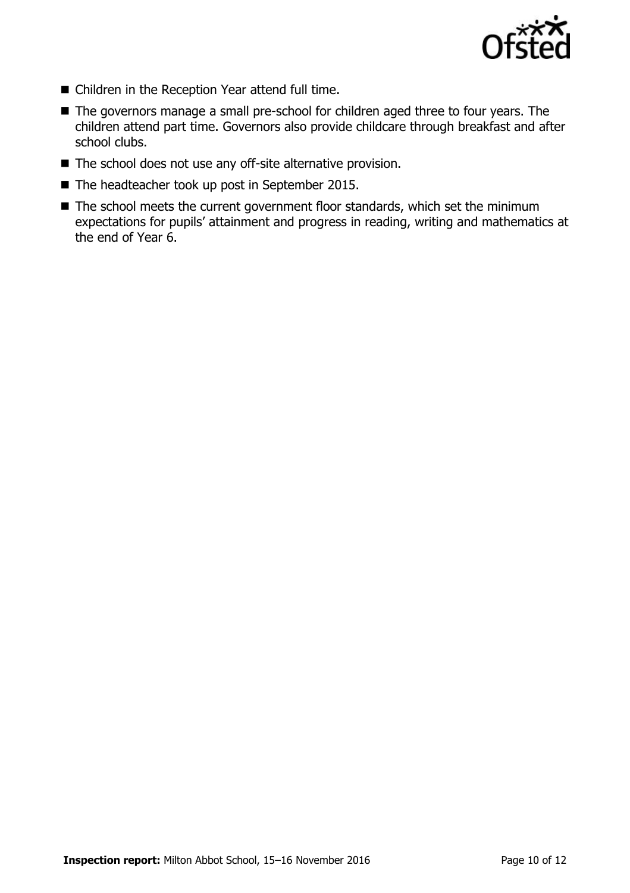- Children in the Reception Year attend full time.
- The governors manage a small pre-school for children aged three to four years. The children attend part time. Governors also provide childcare through breakfast and after school clubs.
- The school does not use any off-site alternative provision.
- The headteacher took up post in September 2015.
- The school meets the current government floor standards, which set the minimum expectations for pupils' attainment and progress in reading, writing and mathematics at the end of Year 6.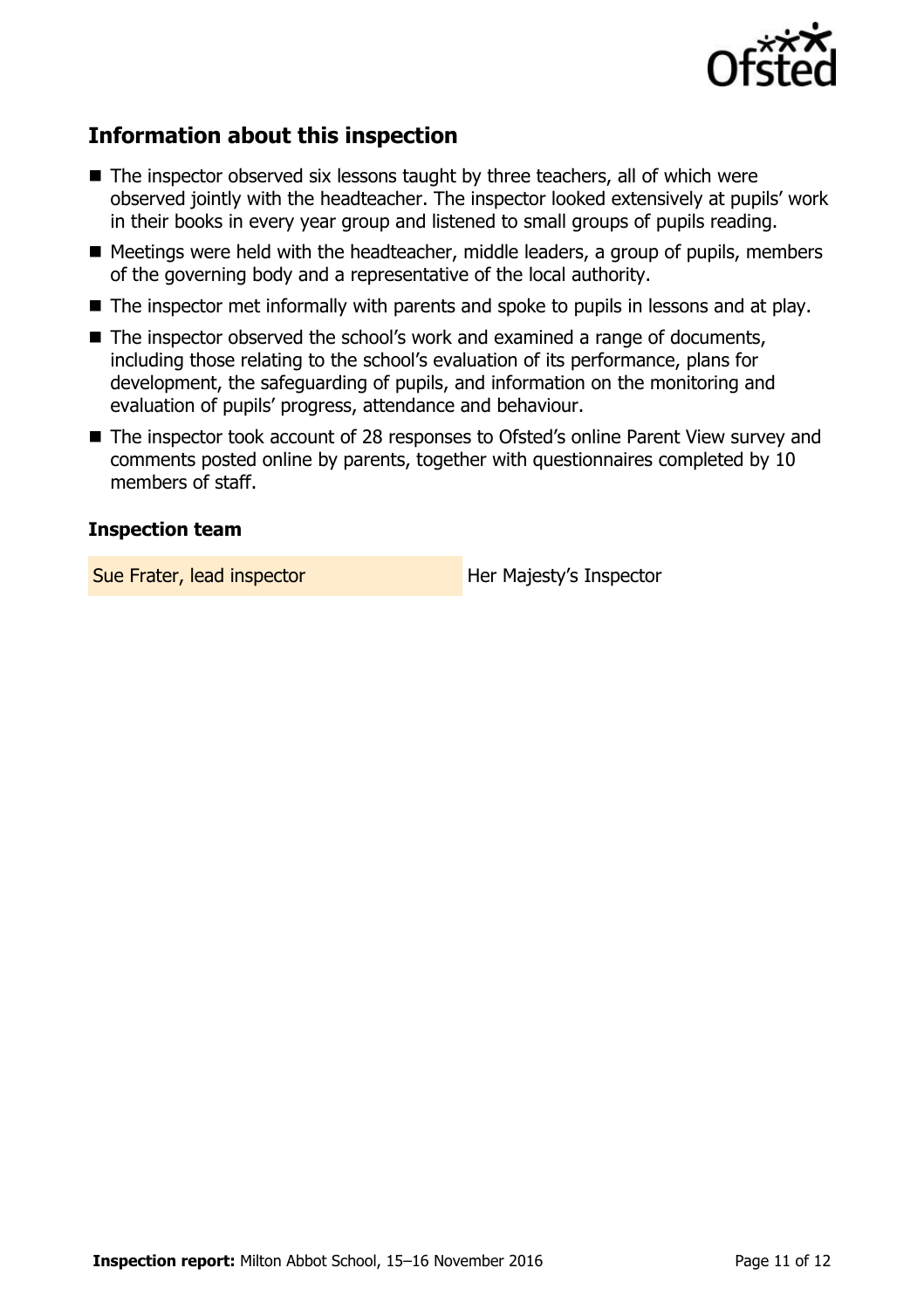## Information about this inspection

- The inspector observed six lessons taught by three teachers, all of which were observed jointly with the headteacher. The inspector looked extensively at pupils' work in their books in every year group and listened to small groups of pupils reading.
- Meetings were held with the headteacher, middle leaders, a group of pupils, members of the governing body and a representative of the local authority.
- The inspector met informally with parents and spoke to pupils in lessons and at play.
- The inspector observed the school's work and examined a range of documents, including those relating to the school's evaluation of its performance, plans for development, the safeguarding of pupils, and information on the monitoring and evaluation of pupils' progress, attendance and behaviour.
- The inspector took account of 28 responses to Ofsted's online Parent View survey and comments posted online by parents, together with questionnaires completed by 10 members of staff.

### Inspection team

| | |
|---|---|
| Sue Frater, lead inspector | Her Majesty's Inspector |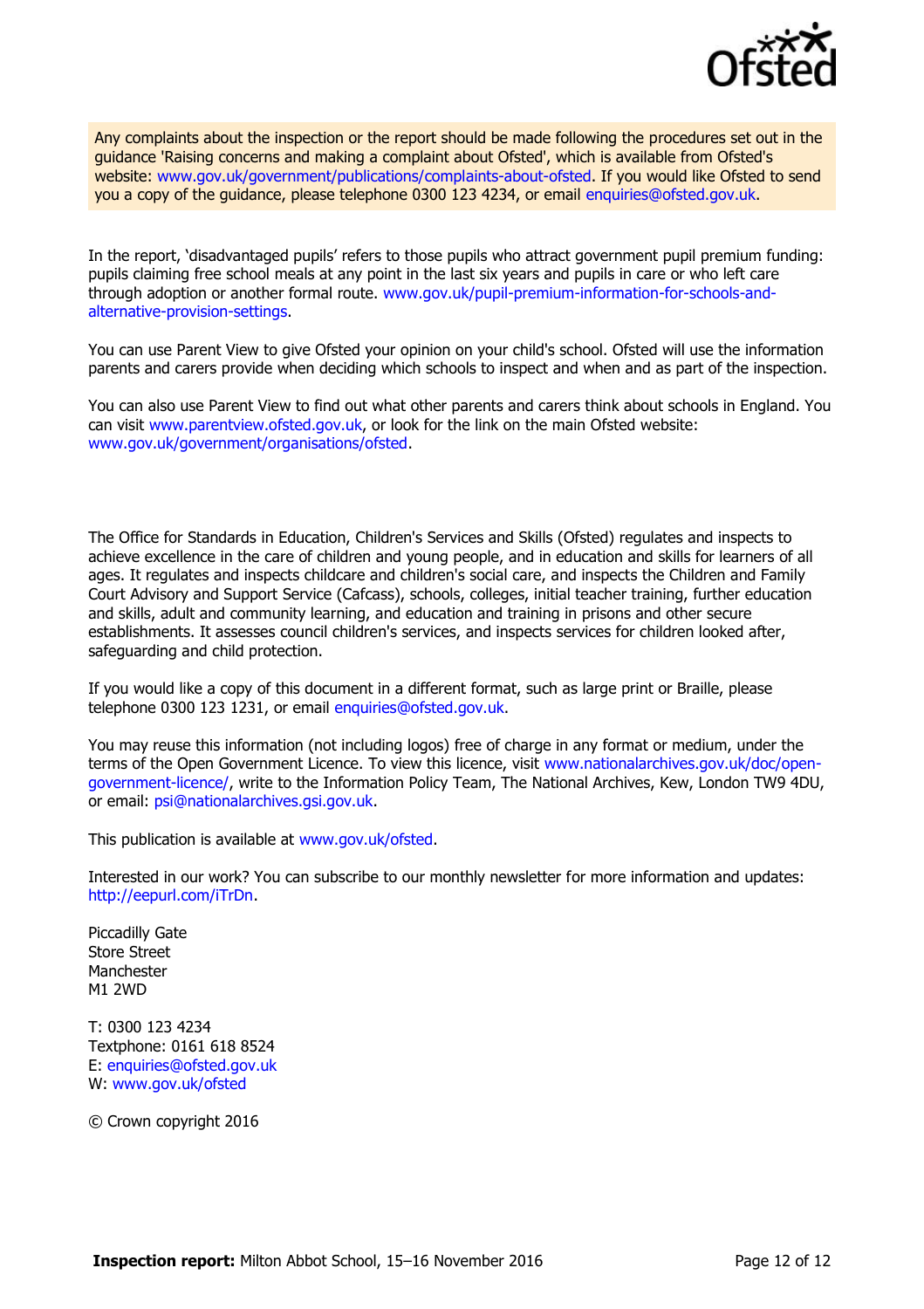Any complaints about the inspection or the report should be made following the procedures set out in the guidance 'Raising concerns and making a complaint about Ofsted', which is available from Ofsted's website: www.gov.uk/government/publications/complaints-about-ofsted. If you would like Ofsted to send you a copy of the guidance, please telephone 0300 123 4234, or email enquiries@ofsted.gov.uk.

In the report, 'disadvantaged pupils' refers to those pupils who attract government pupil premium funding: pupils claiming free school meals at any point in the last six years and pupils in care or who left care through adoption or another formal route. www.gov.uk/pupil-premium-information-for-schools-and-alternative-provision-settings.

You can use Parent View to give Ofsted your opinion on your child's school. Ofsted will use the information parents and carers provide when deciding which schools to inspect and when and as part of the inspection.

You can also use Parent View to find out what other parents and carers think about schools in England. You can visit www.parentview.ofsted.gov.uk, or look for the link on the main Ofsted website: www.gov.uk/government/organisations/ofsted.

The Office for Standards in Education, Children's Services and Skills (Ofsted) regulates and inspects to achieve excellence in the care of children and young people, and in education and skills for learners of all ages. It regulates and inspects childcare and children's social care, and inspects the Children and Family Court Advisory and Support Service (Cafcass), schools, colleges, initial teacher training, further education and skills, adult and community learning, and education and training in prisons and other secure establishments. It assesses council children's services, and inspects services for children looked after, safeguarding and child protection.

If you would like a copy of this document in a different format, such as large print or Braille, please telephone 0300 123 1231, or email enquiries@ofsted.gov.uk.

You may reuse this information (not including logos) free of charge in any format or medium, under the terms of the Open Government Licence. To view this licence, visit www.nationalarchives.gov.uk/doc/open-government-licence/, write to the Information Policy Team, The National Archives, Kew, London TW9 4DU, or email: psi@nationalarchives.gsi.gov.uk.

This publication is available at www.gov.uk/ofsted.

Interested in our work? You can subscribe to our monthly newsletter for more information and updates: http://eepurl.com/iTrDn.

Piccadilly Gate
Store Street
Manchester
M1 2WD

T: 0300 123 4234
Textphone: 0161 618 8524
E: enquiries@ofsted.gov.uk
W: www.gov.uk/ofsted

© Crown copyright 2016